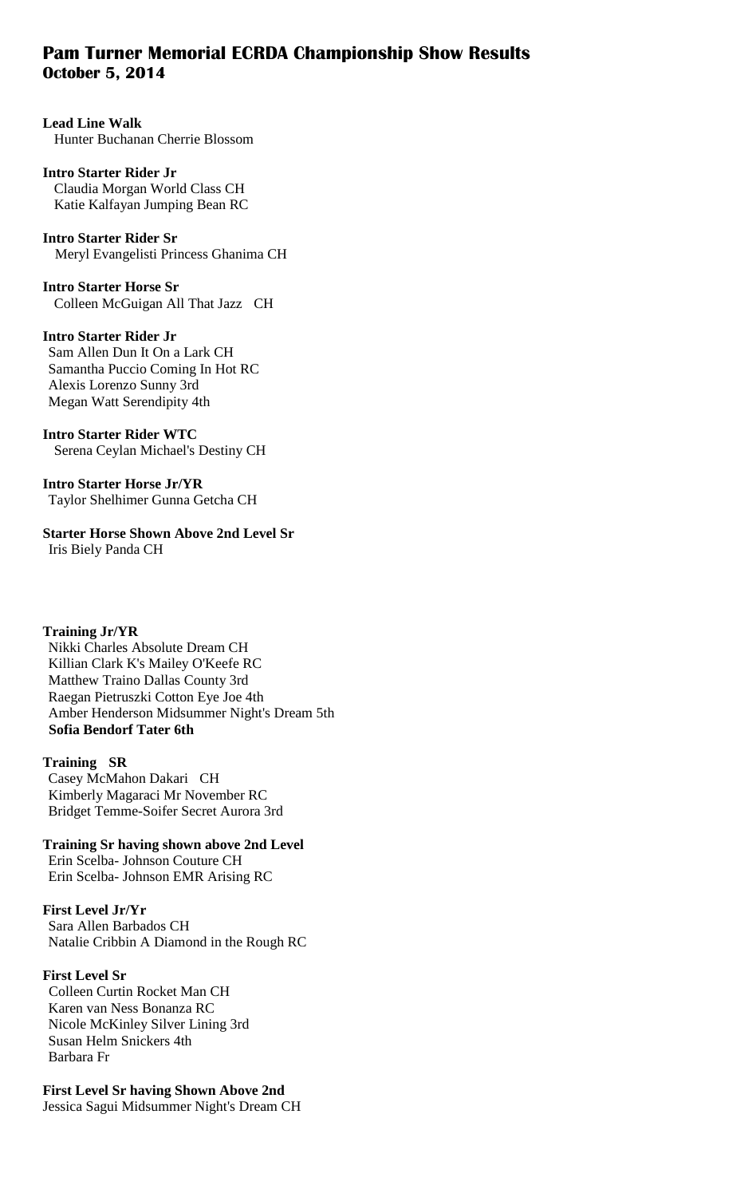# Pam Turner Memorial ECRDA Championship Show Results
## October 5, 2014

**Lead Line Walk**
Hunter Buchanan Cherrie Blossom

**Intro Starter Rider Jr**
Claudia Morgan World Class CH
Katie Kalfayan Jumping Bean RC

**Intro Starter Rider Sr**
Meryl Evangelisti Princess Ghanima CH

**Intro Starter Horse Sr**
Colleen McGuigan All That Jazz CH

**Intro Starter Rider Jr**
Sam Allen Dun It On a Lark CH
Samantha Puccio Coming In Hot RC
Alexis Lorenzo Sunny 3rd
Megan Watt Serendipity 4th

**Intro Starter Rider WTC**
Serena Ceylan Michael's Destiny CH

**Intro Starter Horse Jr/YR**
Taylor Shelhimer Gunna Getcha CH

**Starter Horse Shown Above 2nd Level Sr**
Iris Biely Panda CH

**Training Jr/YR**
Nikki Charles Absolute Dream CH
Killian Clark K's Mailey O'Keefe RC
Matthew Traino Dallas County 3rd
Raegan Pietruszki Cotton Eye Joe 4th
Amber Henderson Midsummer Night's Dream 5th
**Sofia Bendorf Tater 6th**

**Training SR**
Casey McMahon Dakari CH
Kimberly Magaraci Mr November RC
Bridget Temme-Soifer Secret Aurora 3rd

**Training Sr having shown above 2nd Level**
Erin Scelba- Johnson Couture CH
Erin Scelba- Johnson EMR Arising RC

**First Level Jr/Yr**
Sara Allen Barbados CH
Natalie Cribbin A Diamond in the Rough RC

**First Level Sr**
Colleen Curtin Rocket Man CH
Karen van Ness Bonanza RC
Nicole McKinley Silver Lining 3rd
Susan Helm Snickers 4th
Barbara Fr

**First Level Sr having Shown Above 2nd**
Jessica Sagui Midsummer Night's Dream CH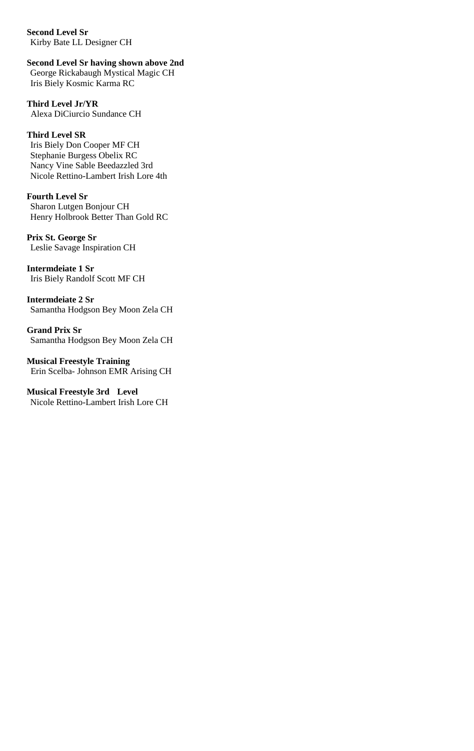**Second Level Sr**
Kirby Bate LL Designer CH

**Second Level Sr having shown above 2nd**
George Rickabaugh Mystical Magic CH
Iris Biely Kosmic Karma RC

**Third Level Jr/YR**
Alexa DiCiurcio Sundance CH

**Third Level SR**
Iris Biely Don Cooper MF CH
Stephanie Burgess Obelix RC
Nancy Vine Sable Beedazzled 3rd
Nicole Rettino-Lambert Irish Lore 4th

**Fourth Level Sr**
Sharon Lutgen Bonjour CH
Henry Holbrook Better Than Gold RC

**Prix St. George Sr**
Leslie Savage Inspiration CH

**Intermdeiate 1 Sr**
Iris Biely Randolf Scott MF CH

**Intermdeiate 2 Sr**
Samantha Hodgson Bey Moon Zela CH

**Grand Prix Sr**
Samantha Hodgson Bey Moon Zela CH

**Musical Freestyle Training**
Erin Scelba- Johnson EMR Arising CH

**Musical Freestyle 3rd Level**
Nicole Rettino-Lambert Irish Lore CH